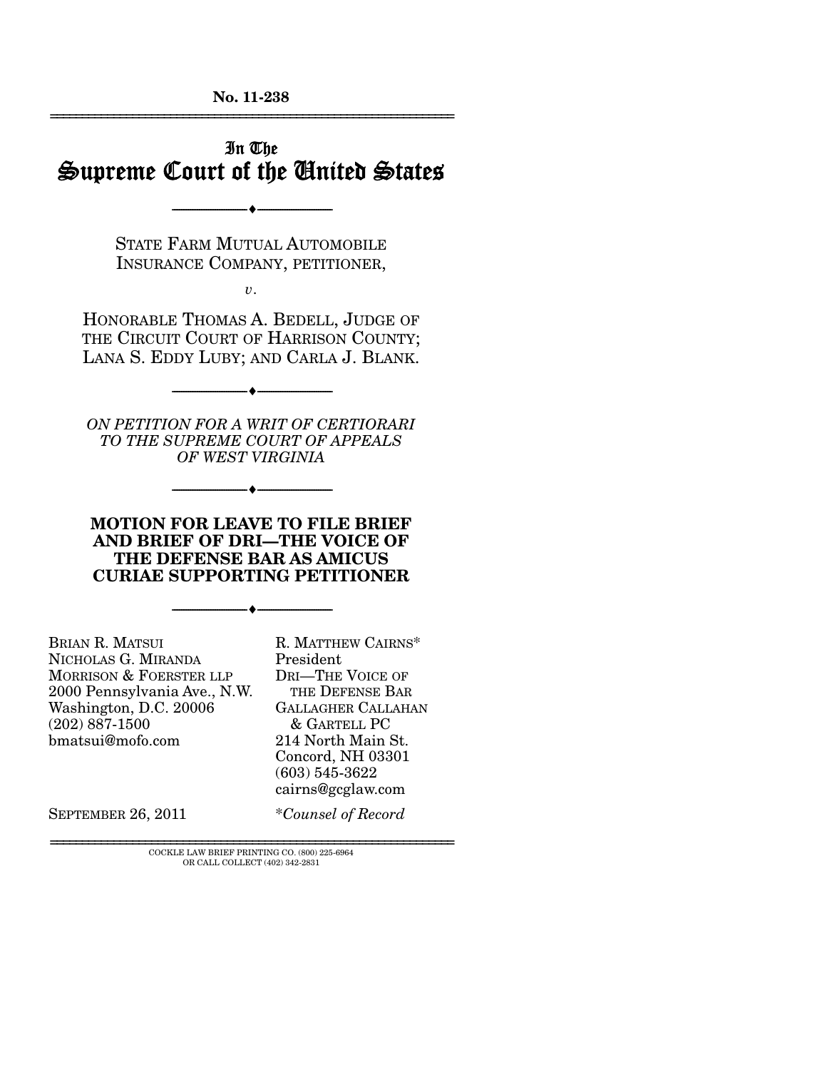No. 11-238

# In The Supreme Court of the United States

---

STATE FARM MUTUAL AUTOMOBILE INSURANCE COMPANY, PETITIONER,

*v.*

HONORABLE THOMAS A. BEDELL, JUDGE OF THE CIRCUIT COURT OF HARRISON COUNTY; LANA S. EDDY LUBY; AND CARLA J. BLANK.

---

*ON PETITION FOR A WRIT OF CERTIORARI TO THE SUPREME COURT OF APPEALS OF WEST VIRGINIA*

---

**MOTION FOR LEAVE TO FILE BRIEF AND BRIEF OF DRI—THE VOICE OF THE DEFENSE BAR AS AMICUS CURIAE SUPPORTING PETITIONER**

---

BRIAN R. MATSUI
NICHOLAS G. MIRANDA
MORRISON & FOERSTER LLP
2000 Pennsylvania Ave., N.W.
Washington, D.C. 20006
(202) 887-1500
bmatsui@mofo.com

R. MATTHEW CAIRNS*
President
DRI—THE VOICE OF THE DEFENSE BAR
GALLAGHER CALLAHAN & GARTELL PC
214 North Main St.
Concord, NH 03301
(603) 545-3622
cairns@gcglaw.com

SEPTEMBER 26, 2011

*\*Counsel of Record*

COCKLE LAW BRIEF PRINTING CO. (800) 225-6964
OR CALL COLLECT (402) 342-2831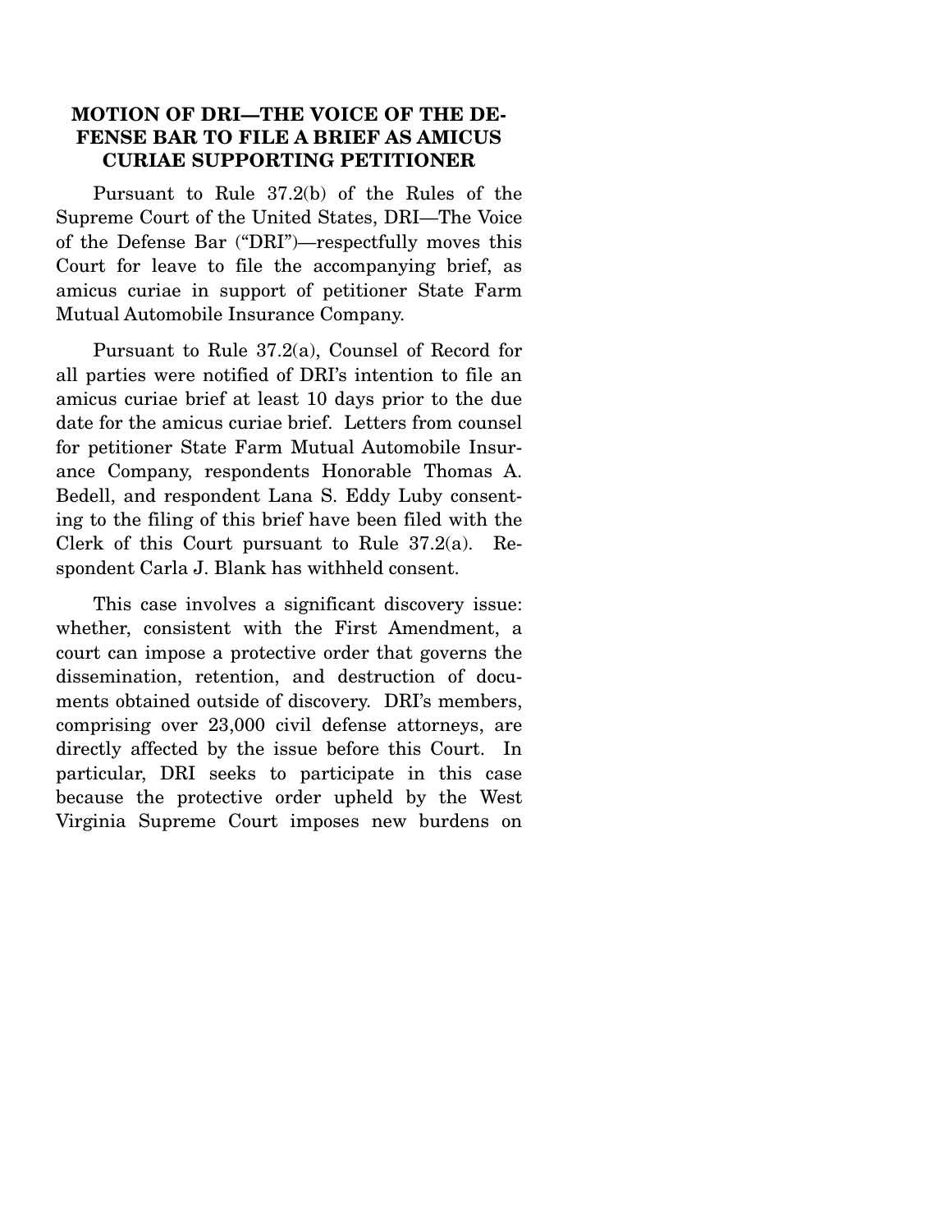**MOTION OF DRI—THE VOICE OF THE DEFENSE BAR TO FILE A BRIEF AS AMICUS CURIAE SUPPORTING PETITIONER**

Pursuant to Rule 37.2(b) of the Rules of the Supreme Court of the United States, DRI—The Voice of the Defense Bar ("DRI")—respectfully moves this Court for leave to file the accompanying brief, as amicus curiae in support of petitioner State Farm Mutual Automobile Insurance Company.

Pursuant to Rule 37.2(a), Counsel of Record for all parties were notified of DRI's intention to file an amicus curiae brief at least 10 days prior to the due date for the amicus curiae brief. Letters from counsel for petitioner State Farm Mutual Automobile Insurance Company, respondents Honorable Thomas A. Bedell, and respondent Lana S. Eddy Luby consenting to the filing of this brief have been filed with the Clerk of this Court pursuant to Rule 37.2(a). Respondent Carla J. Blank has withheld consent.

This case involves a significant discovery issue: whether, consistent with the First Amendment, a court can impose a protective order that governs the dissemination, retention, and destruction of documents obtained outside of discovery. DRI's members, comprising over 23,000 civil defense attorneys, are directly affected by the issue before this Court. In particular, DRI seeks to participate in this case because the protective order upheld by the West Virginia Supreme Court imposes new burdens on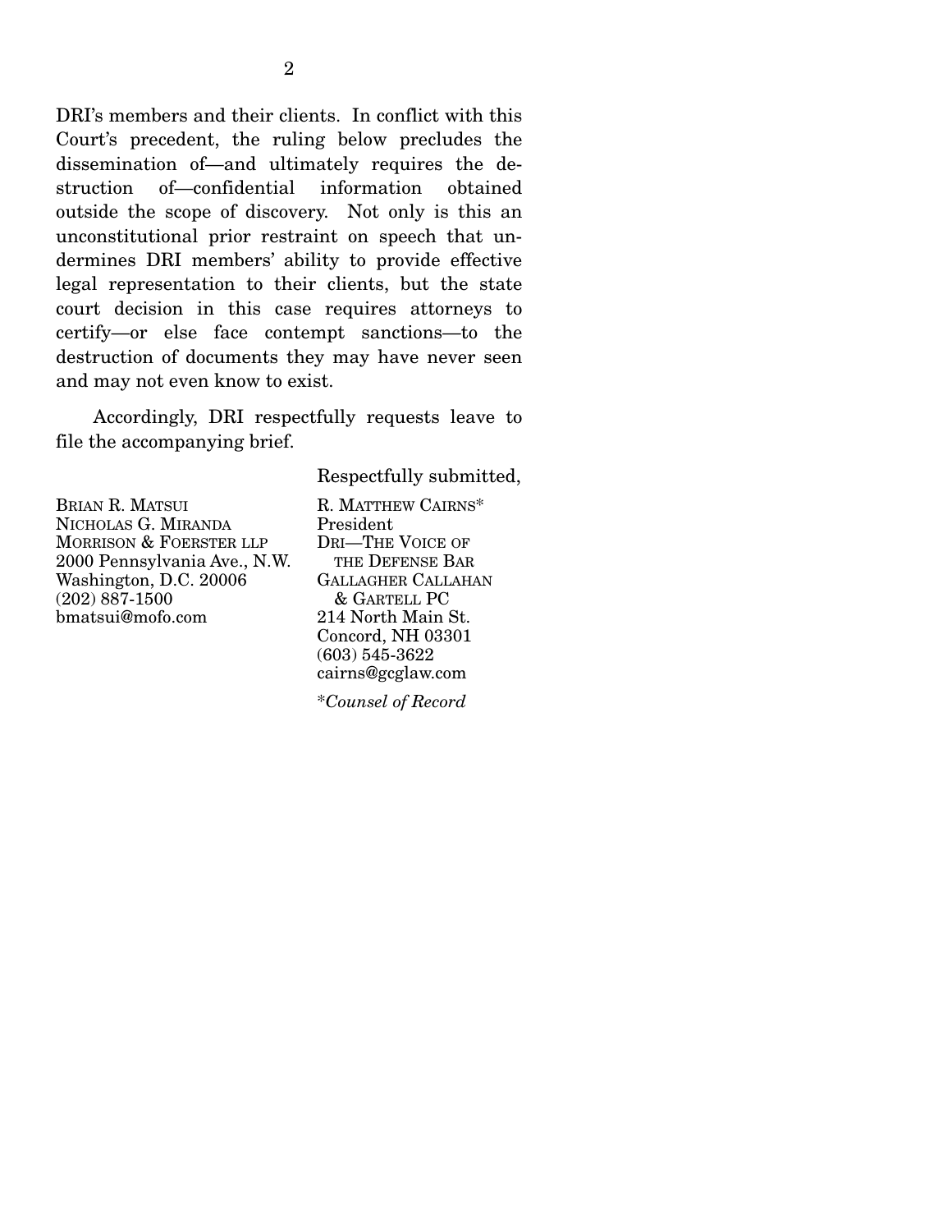DRI's members and their clients. In conflict with this Court's precedent, the ruling below precludes the dissemination of—and ultimately requires the destruction of—confidential information obtained outside the scope of discovery. Not only is this an unconstitutional prior restraint on speech that undermines DRI members' ability to provide effective legal representation to their clients, but the state court decision in this case requires attorneys to certify—or else face contempt sanctions—to the destruction of documents they may have never seen and may not even know to exist.

Accordingly, DRI respectfully requests leave to file the accompanying brief.

Respectfully submitted,

BRIAN R. MATSUI
NICHOLAS G. MIRANDA
MORRISON & FOERSTER LLP
2000 Pennsylvania Ave., N.W.
Washington, D.C. 20006
(202) 887-1500
bmatsui@mofo.com

R. MATTHEW CAIRNS*
President
DRI—THE VOICE OF THE DEFENSE BAR
GALLAGHER CALLAHAN & GARTELL PC
214 North Main St.
Concord, NH 03301
(603) 545-3622
cairns@gcglaw.com

**Counsel of Record*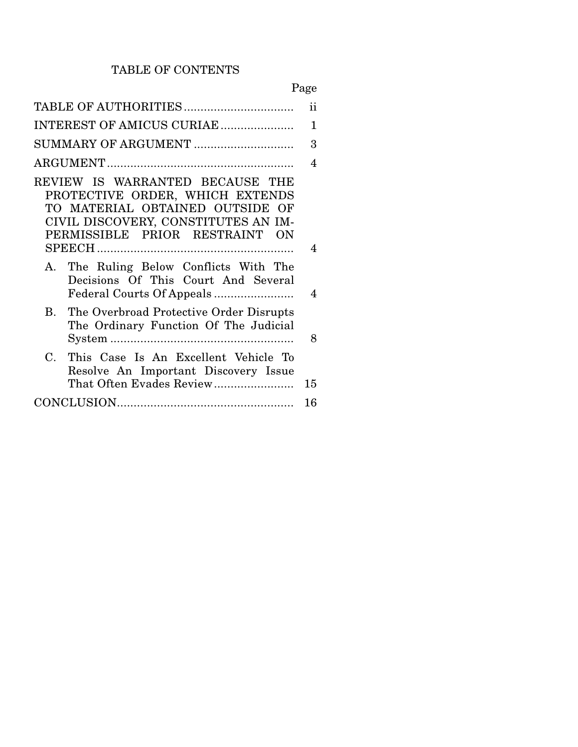# TABLE OF CONTENTS

| | Page |
|---|---|
| TABLE OF AUTHORITIES | ii |
| INTEREST OF AMICUS CURIAE | 1 |
| SUMMARY OF ARGUMENT | 3 |
| ARGUMENT | 4 |
| REVIEW IS WARRANTED BECAUSE THE PROTECTIVE ORDER, WHICH EXTENDS TO MATERIAL OBTAINED OUTSIDE OF CIVIL DISCOVERY, CONSTITUTES AN IMPERMISSIBLE PRIOR RESTRAINT ON SPEECH | 4 |
| A. The Ruling Below Conflicts With The Decisions Of This Court And Several Federal Courts Of Appeals | 4 |
| B. The Overbroad Protective Order Disrupts The Ordinary Function Of The Judicial System | 8 |
| C. This Case Is An Excellent Vehicle To Resolve An Important Discovery Issue That Often Evades Review | 15 |
| CONCLUSION | 16 |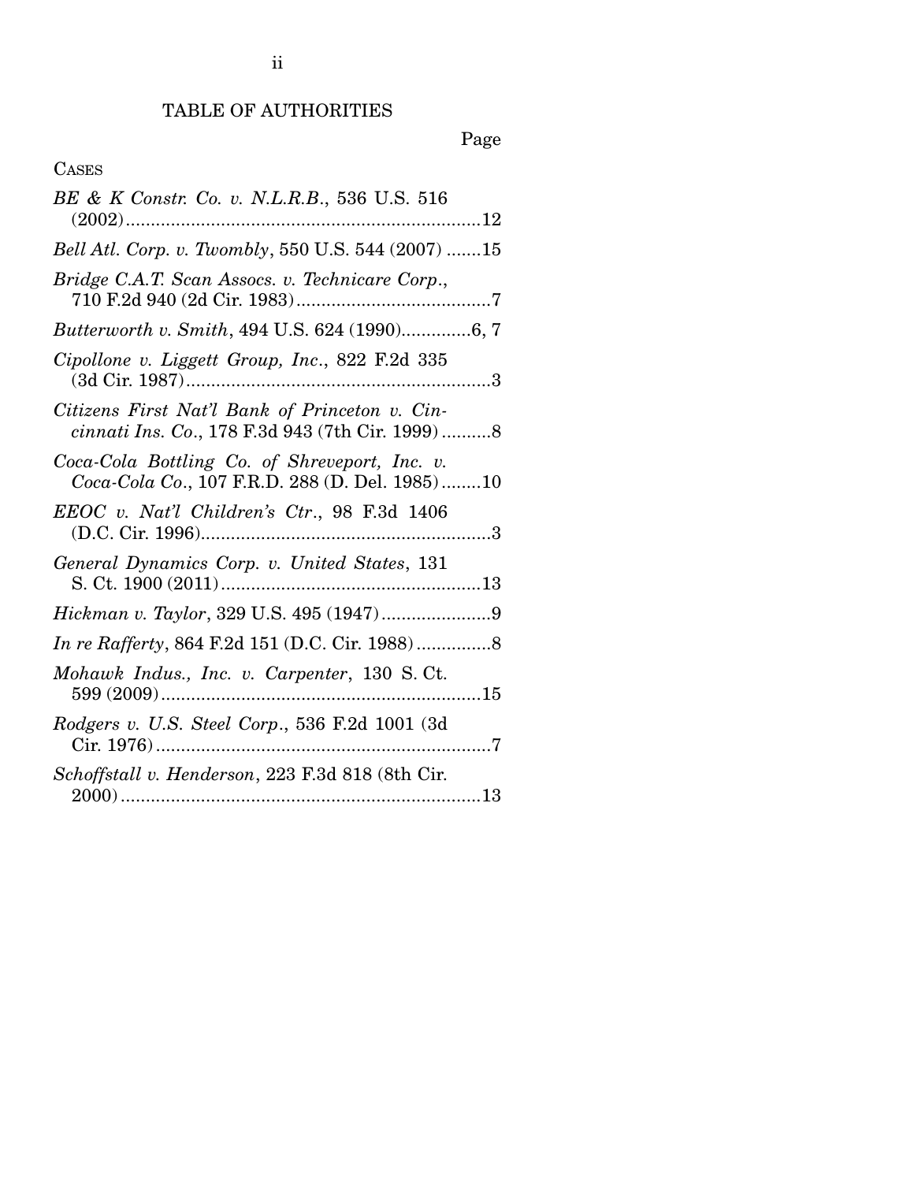## TABLE OF AUTHORITIES

Page

CASES

*BE & K Constr. Co. v. N.L.R.B.*, 536 U.S. 516 (2002).......................................................................12

*Bell Atl. Corp. v. Twombly*, 550 U.S. 544 (2007) .......15

*Bridge C.A.T. Scan Assocs. v. Technicare Corp.*, 710 F.2d 940 (2d Cir. 1983).......................................7

*Butterworth v. Smith*, 494 U.S. 624 (1990)..............6, 7

*Cipollone v. Liggett Group, Inc.*, 822 F.2d 335 (3d Cir. 1987).............................................................3

*Citizens First Nat'l Bank of Princeton v. Cincinnati Ins. Co.*, 178 F.3d 943 (7th Cir. 1999) ..........8

*Coca-Cola Bottling Co. of Shreveport, Inc. v. Coca-Cola Co.*, 107 F.R.D. 288 (D. Del. 1985)........10

*EEOC v. Nat'l Children's Ctr.*, 98 F.3d 1406 (D.C. Cir. 1996)..........................................................3

*General Dynamics Corp. v. United States*, 131 S. Ct. 1900 (2011)....................................................13

*Hickman v. Taylor*, 329 U.S. 495 (1947)......................9

*In re Rafferty*, 864 F.2d 151 (D.C. Cir. 1988)...............8

*Mohawk Indus., Inc. v. Carpenter*, 130 S. Ct. 599 (2009)................................................................15

*Rodgers v. U.S. Steel Corp.*, 536 F.2d 1001 (3d Cir. 1976)...................................................................7

*Schoffstall v. Henderson*, 223 F.3d 818 (8th Cir. 2000).........................................................................13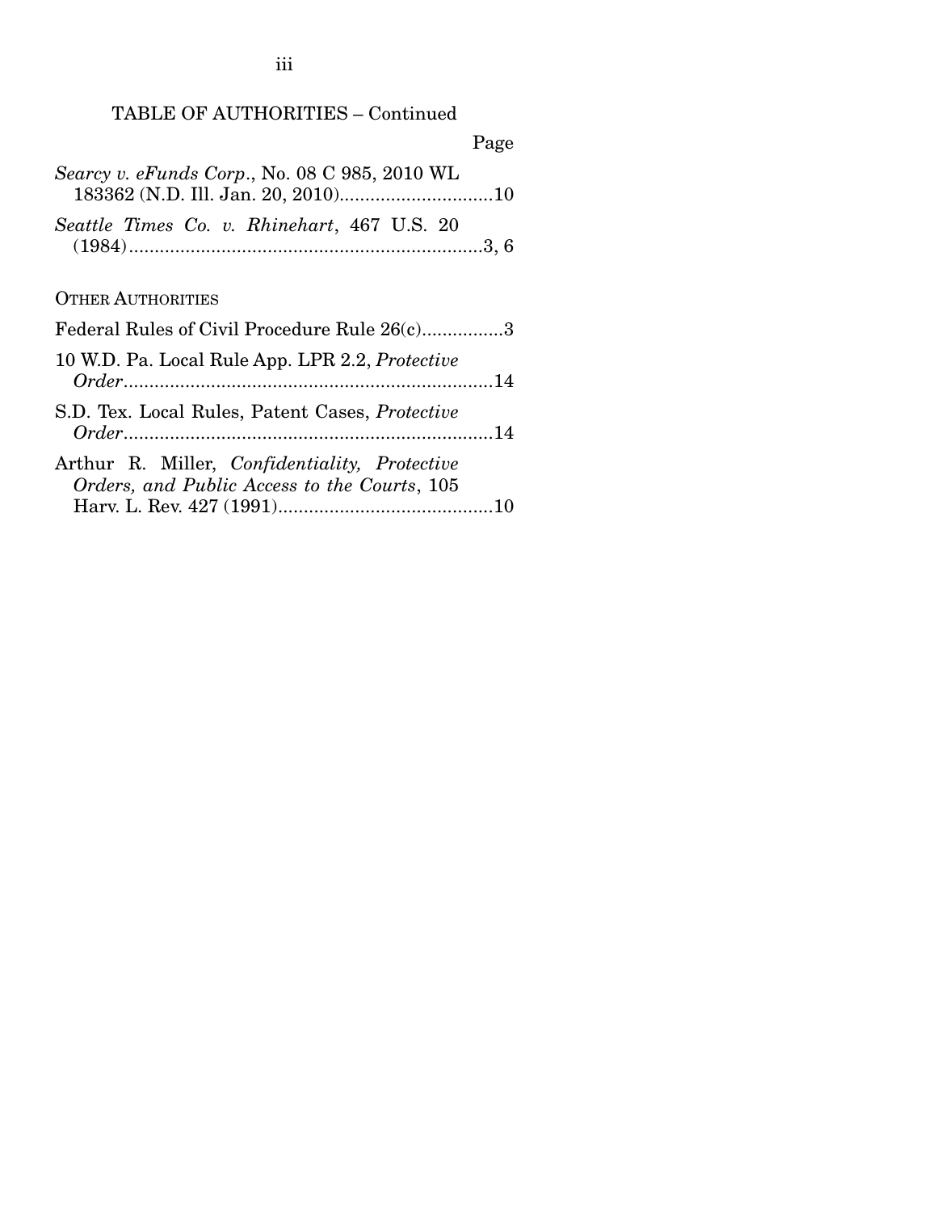TABLE OF AUTHORITIES – Continued

Page

*Searcy v. eFunds Corp.*, No. 08 C 985, 2010 WL 183362 (N.D. Ill. Jan. 20, 2010)..............................10

*Seattle Times Co. v. Rhinehart*, 467 U.S. 20 (1984).....................................................................3, 6

OTHER AUTHORITIES

Federal Rules of Civil Procedure Rule 26(c)................3

10 W.D. Pa. Local Rule App. LPR 2.2, *Protective Order*........................................................................14

S.D. Tex. Local Rules, Patent Cases, *Protective Order*........................................................................14

Arthur R. Miller, *Confidentiality, Protective Orders, and Public Access to the Courts*, 105 Harv. L. Rev. 427 (1991)..........................................10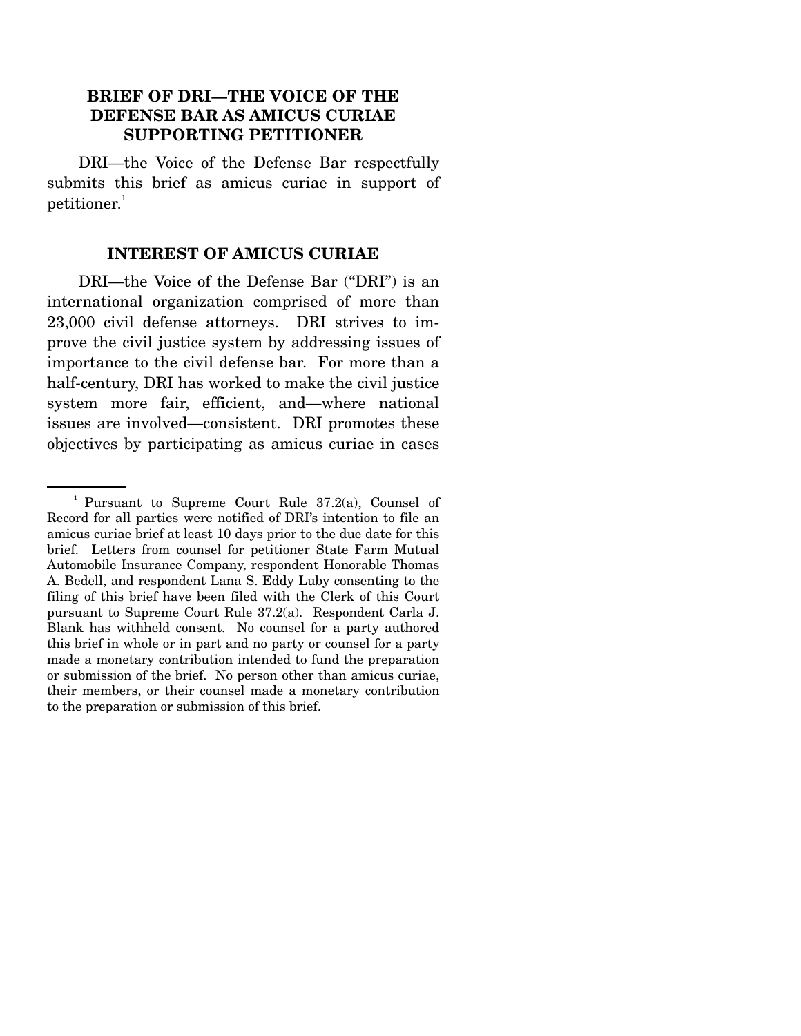## BRIEF OF DRI—THE VOICE OF THE DEFENSE BAR AS AMICUS CURIAE SUPPORTING PETITIONER

DRI—the Voice of the Defense Bar respectfully submits this brief as amicus curiae in support of petitioner.[1]

## INTEREST OF AMICUS CURIAE

DRI—the Voice of the Defense Bar ("DRI") is an international organization comprised of more than 23,000 civil defense attorneys. DRI strives to improve the civil justice system by addressing issues of importance to the civil defense bar. For more than a half-century, DRI has worked to make the civil justice system more fair, efficient, and—where national issues are involved—consistent. DRI promotes these objectives by participating as amicus curiae in cases

---

[1] Pursuant to Supreme Court Rule 37.2(a), Counsel of Record for all parties were notified of DRI's intention to file an amicus curiae brief at least 10 days prior to the due date for this brief. Letters from counsel for petitioner State Farm Mutual Automobile Insurance Company, respondent Honorable Thomas A. Bedell, and respondent Lana S. Eddy Luby consenting to the filing of this brief have been filed with the Clerk of this Court pursuant to Supreme Court Rule 37.2(a). Respondent Carla J. Blank has withheld consent. No counsel for a party authored this brief in whole or in part and no party or counsel for a party made a monetary contribution intended to fund the preparation or submission of the brief. No person other than amicus curiae, their members, or their counsel made a monetary contribution to the preparation or submission of this brief.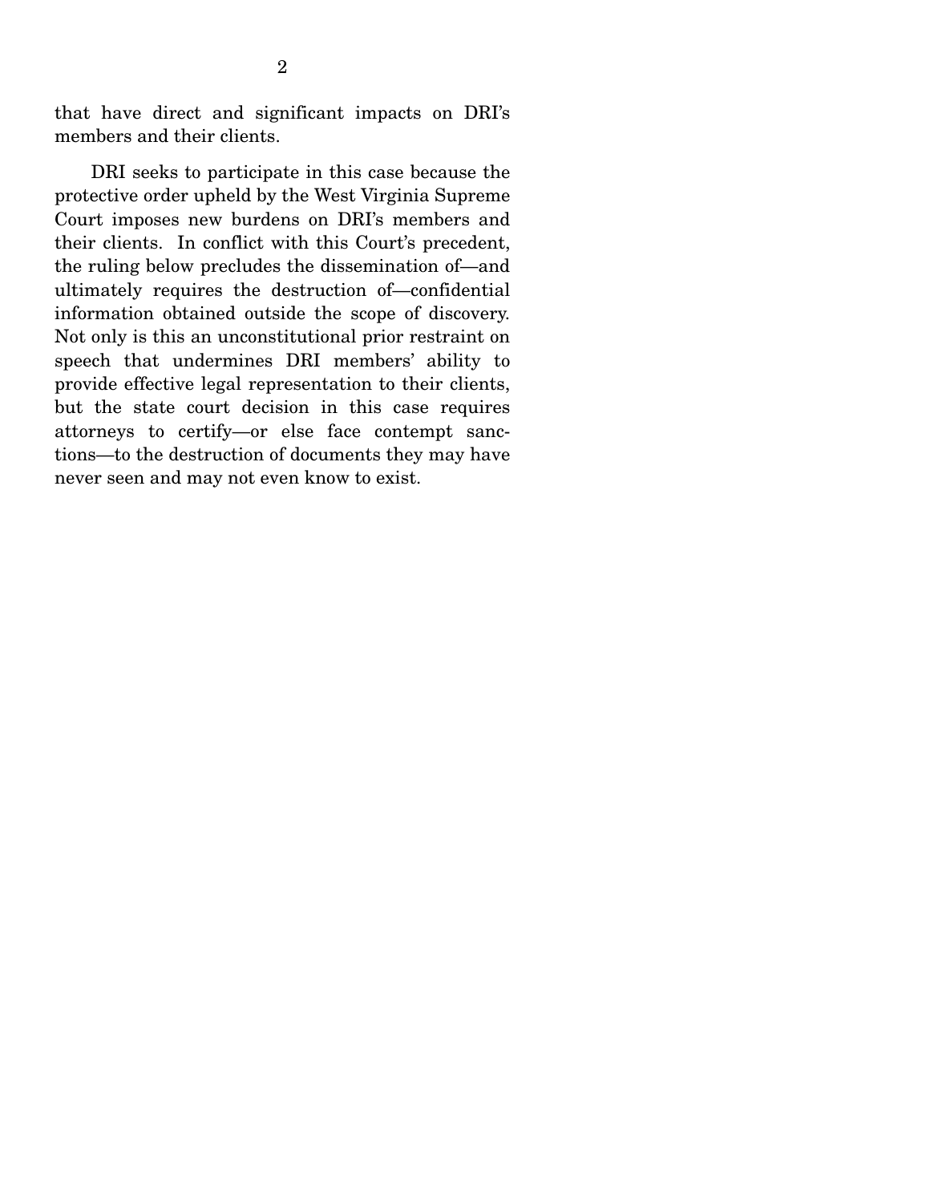that have direct and significant impacts on DRI's members and their clients.

DRI seeks to participate in this case because the protective order upheld by the West Virginia Supreme Court imposes new burdens on DRI's members and their clients. In conflict with this Court's precedent, the ruling below precludes the dissemination of—and ultimately requires the destruction of—confidential information obtained outside the scope of discovery. Not only is this an unconstitutional prior restraint on speech that undermines DRI members' ability to provide effective legal representation to their clients, but the state court decision in this case requires attorneys to certify—or else face contempt sanctions—to the destruction of documents they may have never seen and may not even know to exist.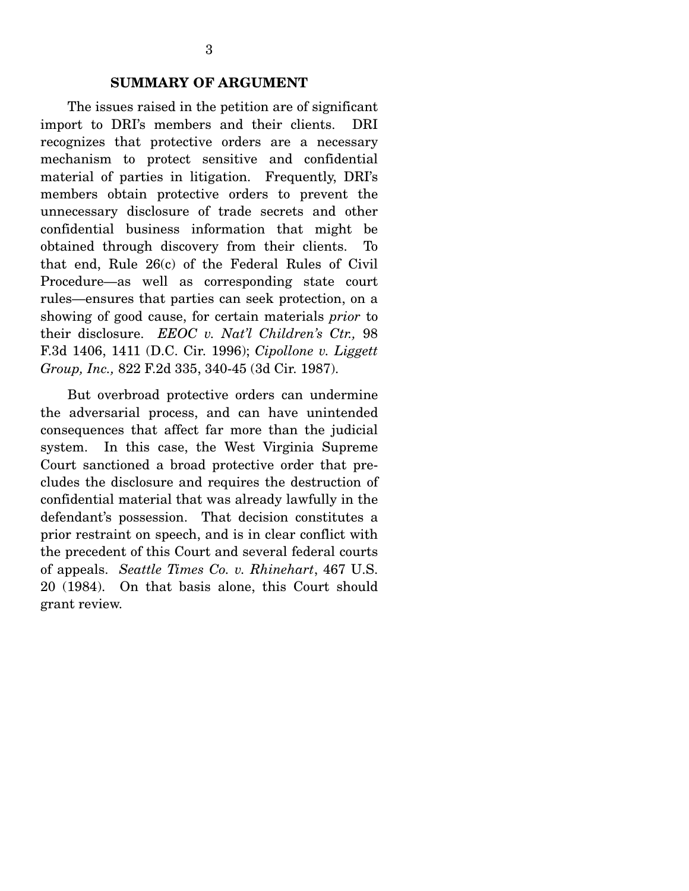## SUMMARY OF ARGUMENT

The issues raised in the petition are of significant import to DRI's members and their clients. DRI recognizes that protective orders are a necessary mechanism to protect sensitive and confidential material of parties in litigation. Frequently, DRI's members obtain protective orders to prevent the unnecessary disclosure of trade secrets and other confidential business information that might be obtained through discovery from their clients. To that end, Rule 26(c) of the Federal Rules of Civil Procedure—as well as corresponding state court rules—ensures that parties can seek protection, on a showing of good cause, for certain materials *prior* to their disclosure. *EEOC v. Nat'l Children's Ctr.,* 98 F.3d 1406, 1411 (D.C. Cir. 1996); *Cipollone v. Liggett Group, Inc.,* 822 F.2d 335, 340-45 (3d Cir. 1987).

But overbroad protective orders can undermine the adversarial process, and can have unintended consequences that affect far more than the judicial system. In this case, the West Virginia Supreme Court sanctioned a broad protective order that precludes the disclosure and requires the destruction of confidential material that was already lawfully in the defendant's possession. That decision constitutes a prior restraint on speech, and is in clear conflict with the precedent of this Court and several federal courts of appeals. *Seattle Times Co. v. Rhinehart*, 467 U.S. 20 (1984). On that basis alone, this Court should grant review.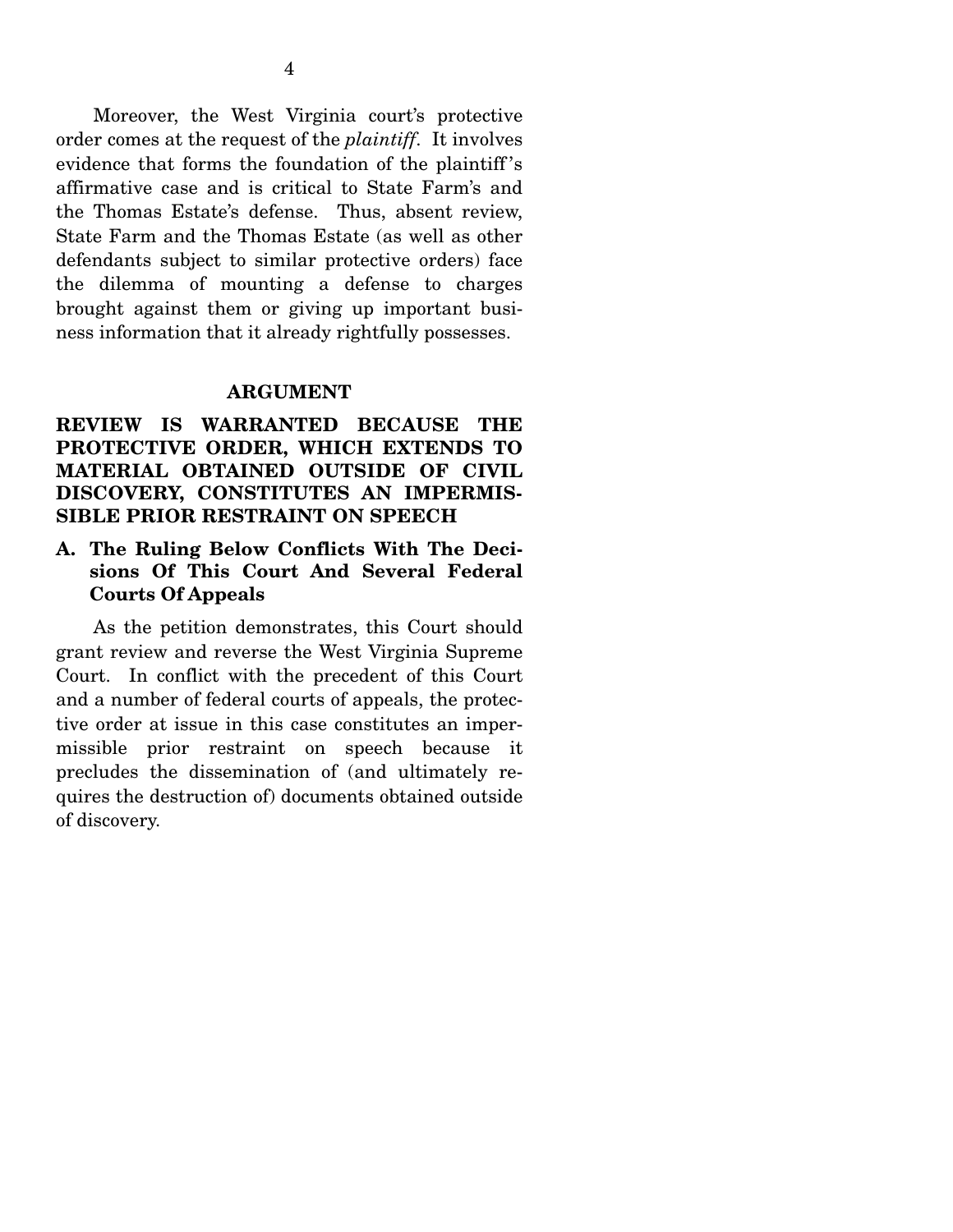Moreover, the West Virginia court's protective order comes at the request of the *plaintiff*. It involves evidence that forms the foundation of the plaintiff's affirmative case and is critical to State Farm's and the Thomas Estate's defense. Thus, absent review, State Farm and the Thomas Estate (as well as other defendants subject to similar protective orders) face the dilemma of mounting a defense to charges brought against them or giving up important business information that it already rightfully possesses.

## ARGUMENT

## REVIEW IS WARRANTED BECAUSE THE PROTECTIVE ORDER, WHICH EXTENDS TO MATERIAL OBTAINED OUTSIDE OF CIVIL DISCOVERY, CONSTITUTES AN IMPERMISSIBLE PRIOR RESTRAINT ON SPEECH

### A. The Ruling Below Conflicts With The Decisions Of This Court And Several Federal Courts Of Appeals

As the petition demonstrates, this Court should grant review and reverse the West Virginia Supreme Court. In conflict with the precedent of this Court and a number of federal courts of appeals, the protective order at issue in this case constitutes an impermissible prior restraint on speech because it precludes the dissemination of (and ultimately requires the destruction of) documents obtained outside of discovery.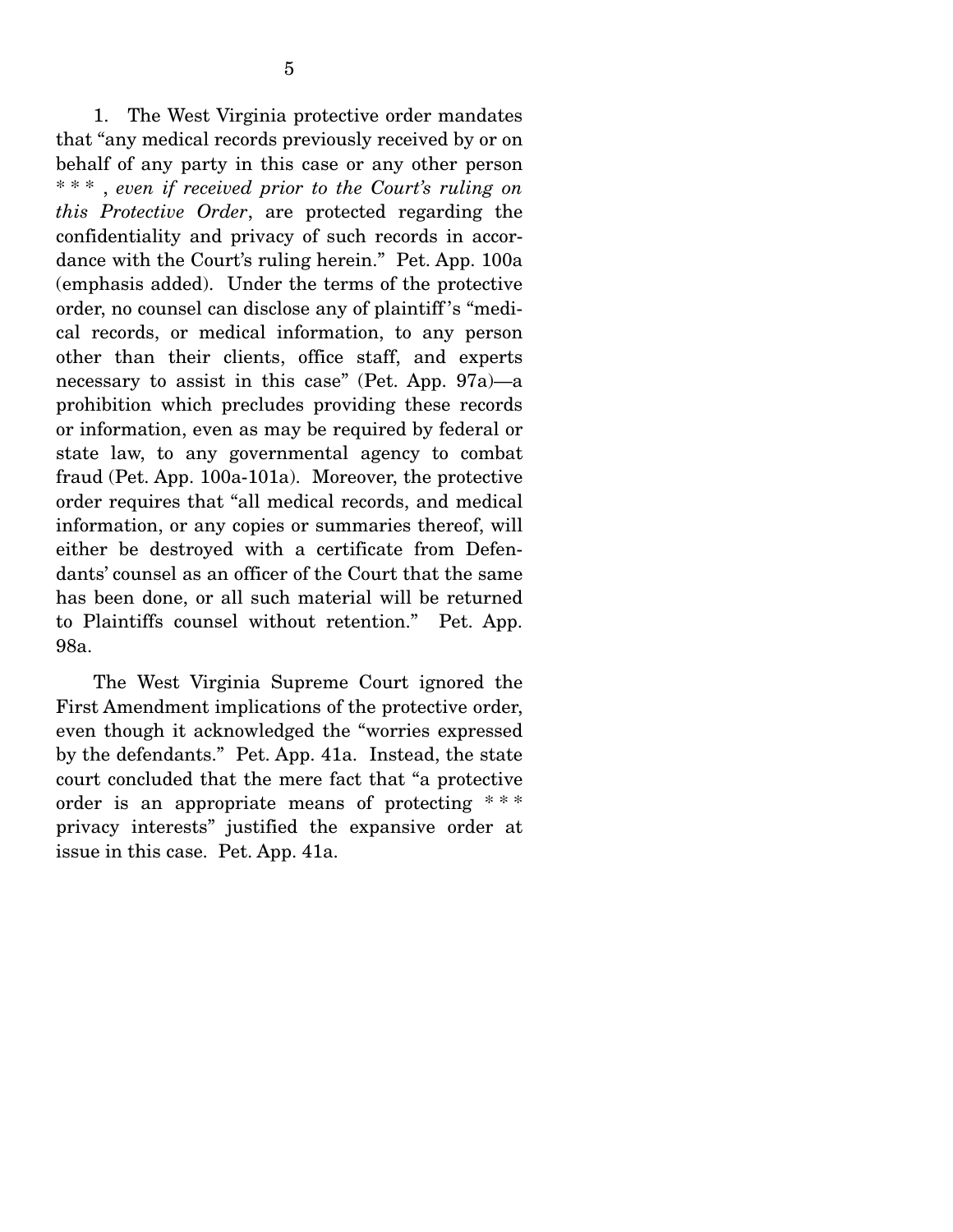1. The West Virginia protective order mandates that "any medical records previously received by or on behalf of any party in this case or any other person * * * , *even if received prior to the Court's ruling on this Protective Order*, are protected regarding the confidentiality and privacy of such records in accordance with the Court's ruling herein." Pet. App. 100a (emphasis added). Under the terms of the protective order, no counsel can disclose any of plaintiff's "medical records, or medical information, to any person other than their clients, office staff, and experts necessary to assist in this case" (Pet. App. 97a)—a prohibition which precludes providing these records or information, even as may be required by federal or state law, to any governmental agency to combat fraud (Pet. App. 100a-101a). Moreover, the protective order requires that "all medical records, and medical information, or any copies or summaries thereof, will either be destroyed with a certificate from Defendants' counsel as an officer of the Court that the same has been done, or all such material will be returned to Plaintiffs counsel without retention." Pet. App. 98a.

The West Virginia Supreme Court ignored the First Amendment implications of the protective order, even though it acknowledged the "worries expressed by the defendants." Pet. App. 41a. Instead, the state court concluded that the mere fact that "a protective order is an appropriate means of protecting * * * privacy interests" justified the expansive order at issue in this case. Pet. App. 41a.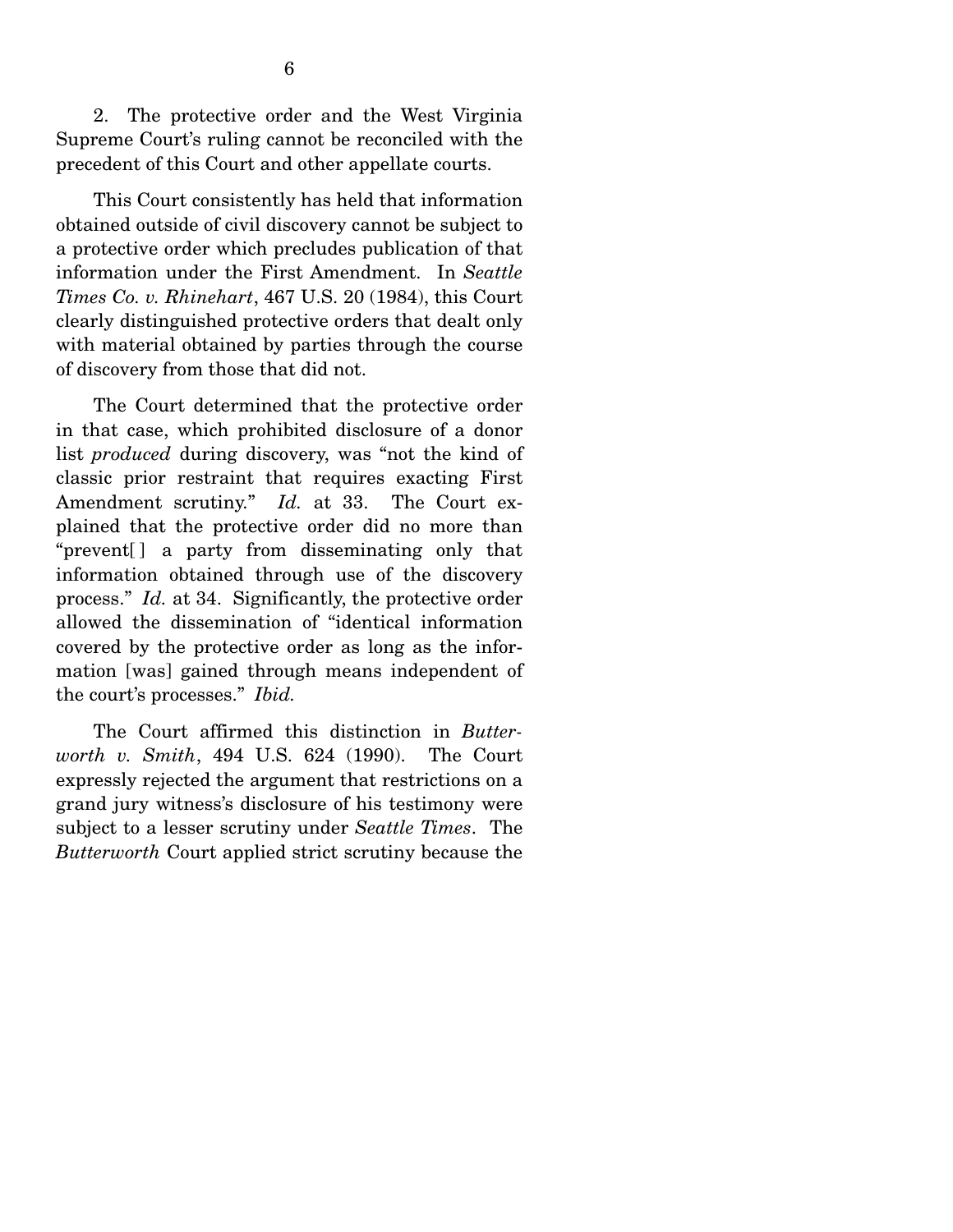2. The protective order and the West Virginia Supreme Court's ruling cannot be reconciled with the precedent of this Court and other appellate courts.

This Court consistently has held that information obtained outside of civil discovery cannot be subject to a protective order which precludes publication of that information under the First Amendment. In *Seattle Times Co. v. Rhinehart*, 467 U.S. 20 (1984), this Court clearly distinguished protective orders that dealt only with material obtained by parties through the course of discovery from those that did not.

The Court determined that the protective order in that case, which prohibited disclosure of a donor list *produced* during discovery, was "not the kind of classic prior restraint that requires exacting First Amendment scrutiny." *Id.* at 33. The Court explained that the protective order did no more than "prevent[ ] a party from disseminating only that information obtained through use of the discovery process." *Id.* at 34. Significantly, the protective order allowed the dissemination of "identical information covered by the protective order as long as the information [was] gained through means independent of the court's processes." *Ibid.*

The Court affirmed this distinction in *Butterworth v. Smith*, 494 U.S. 624 (1990). The Court expressly rejected the argument that restrictions on a grand jury witness's disclosure of his testimony were subject to a lesser scrutiny under *Seattle Times*. The *Butterworth* Court applied strict scrutiny because the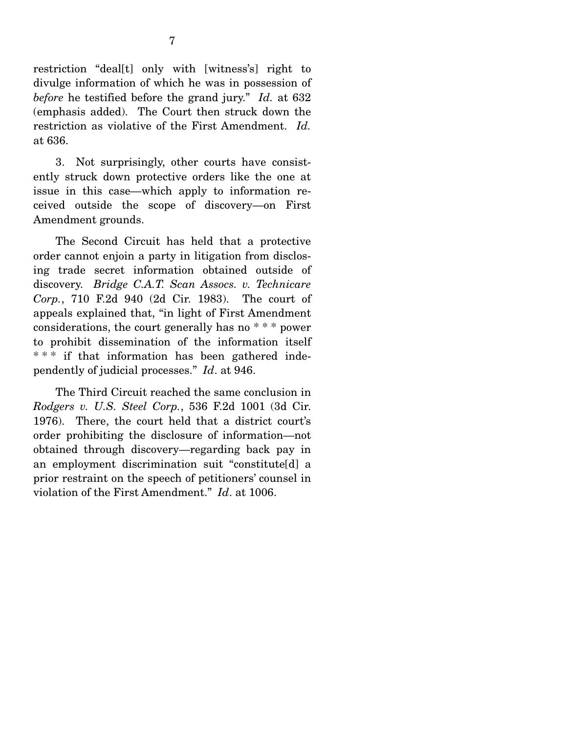restriction "deal[t] only with [witness's] right to divulge information of which he was in possession of *before* he testified before the grand jury." *Id.* at 632 (emphasis added). The Court then struck down the restriction as violative of the First Amendment. *Id.* at 636.

3. Not surprisingly, other courts have consistently struck down protective orders like the one at issue in this case—which apply to information received outside the scope of discovery—on First Amendment grounds.

The Second Circuit has held that a protective order cannot enjoin a party in litigation from disclosing trade secret information obtained outside of discovery. *Bridge C.A.T. Scan Assocs. v. Technicare Corp.*, 710 F.2d 940 (2d Cir. 1983). The court of appeals explained that, "in light of First Amendment considerations, the court generally has no * * * power to prohibit dissemination of the information itself * * * if that information has been gathered independently of judicial processes." *Id*. at 946.

The Third Circuit reached the same conclusion in *Rodgers v. U.S. Steel Corp.*, 536 F.2d 1001 (3d Cir. 1976). There, the court held that a district court's order prohibiting the disclosure of information—not obtained through discovery—regarding back pay in an employment discrimination suit "constitute[d] a prior restraint on the speech of petitioners' counsel in violation of the First Amendment." *Id*. at 1006.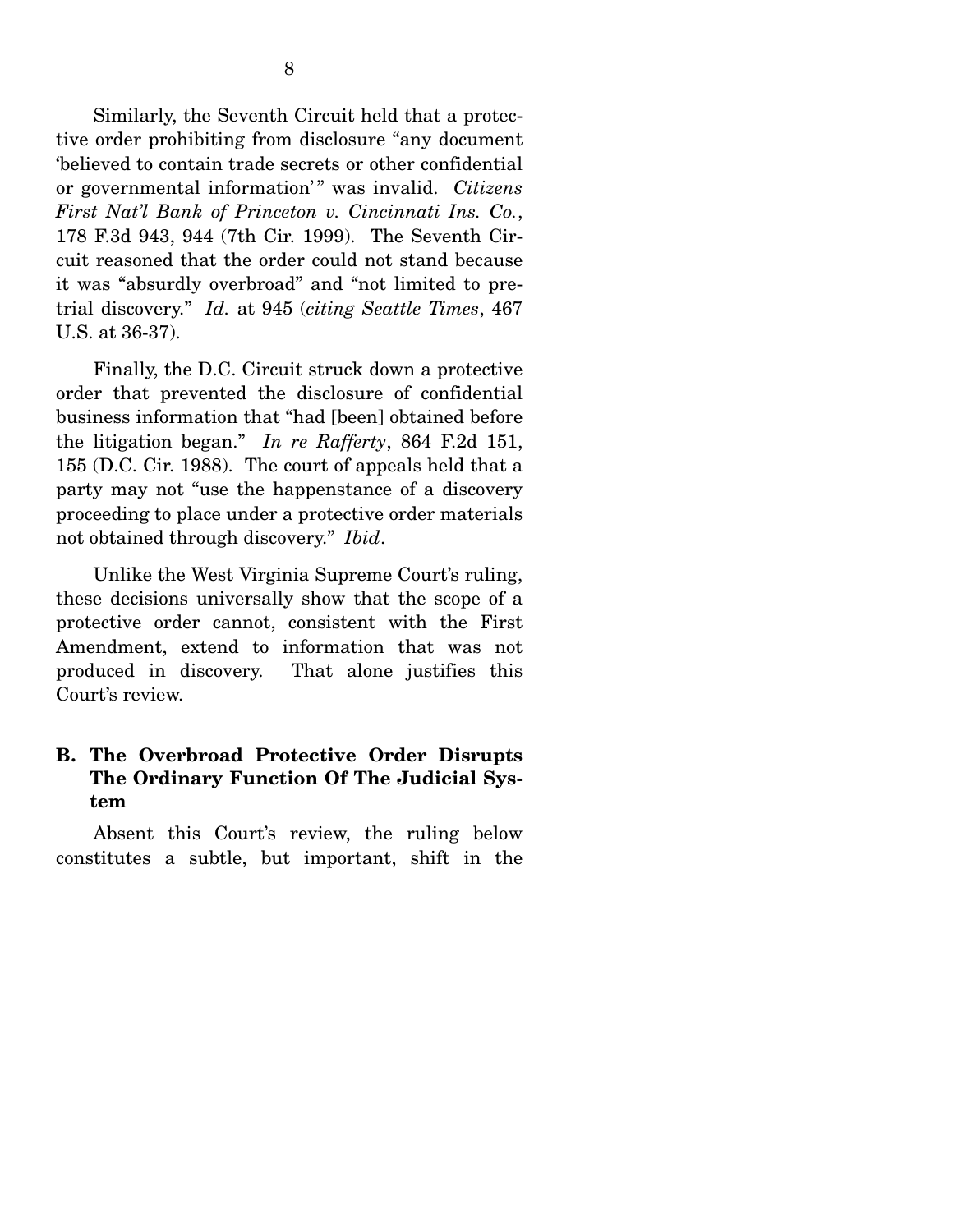Similarly, the Seventh Circuit held that a protective order prohibiting from disclosure "any document 'believed to contain trade secrets or other confidential or governmental information'" was invalid. *Citizens First Nat'l Bank of Princeton v. Cincinnati Ins. Co.*, 178 F.3d 943, 944 (7th Cir. 1999). The Seventh Circuit reasoned that the order could not stand because it was "absurdly overbroad" and "not limited to pretrial discovery." *Id.* at 945 (*citing Seattle Times*, 467 U.S. at 36-37).

Finally, the D.C. Circuit struck down a protective order that prevented the disclosure of confidential business information that "had [been] obtained before the litigation began." *In re Rafferty*, 864 F.2d 151, 155 (D.C. Cir. 1988). The court of appeals held that a party may not "use the happenstance of a discovery proceeding to place under a protective order materials not obtained through discovery." *Ibid*.

Unlike the West Virginia Supreme Court's ruling, these decisions universally show that the scope of a protective order cannot, consistent with the First Amendment, extend to information that was not produced in discovery. That alone justifies this Court's review.

### B. The Overbroad Protective Order Disrupts The Ordinary Function Of The Judicial System

Absent this Court's review, the ruling below constitutes a subtle, but important, shift in the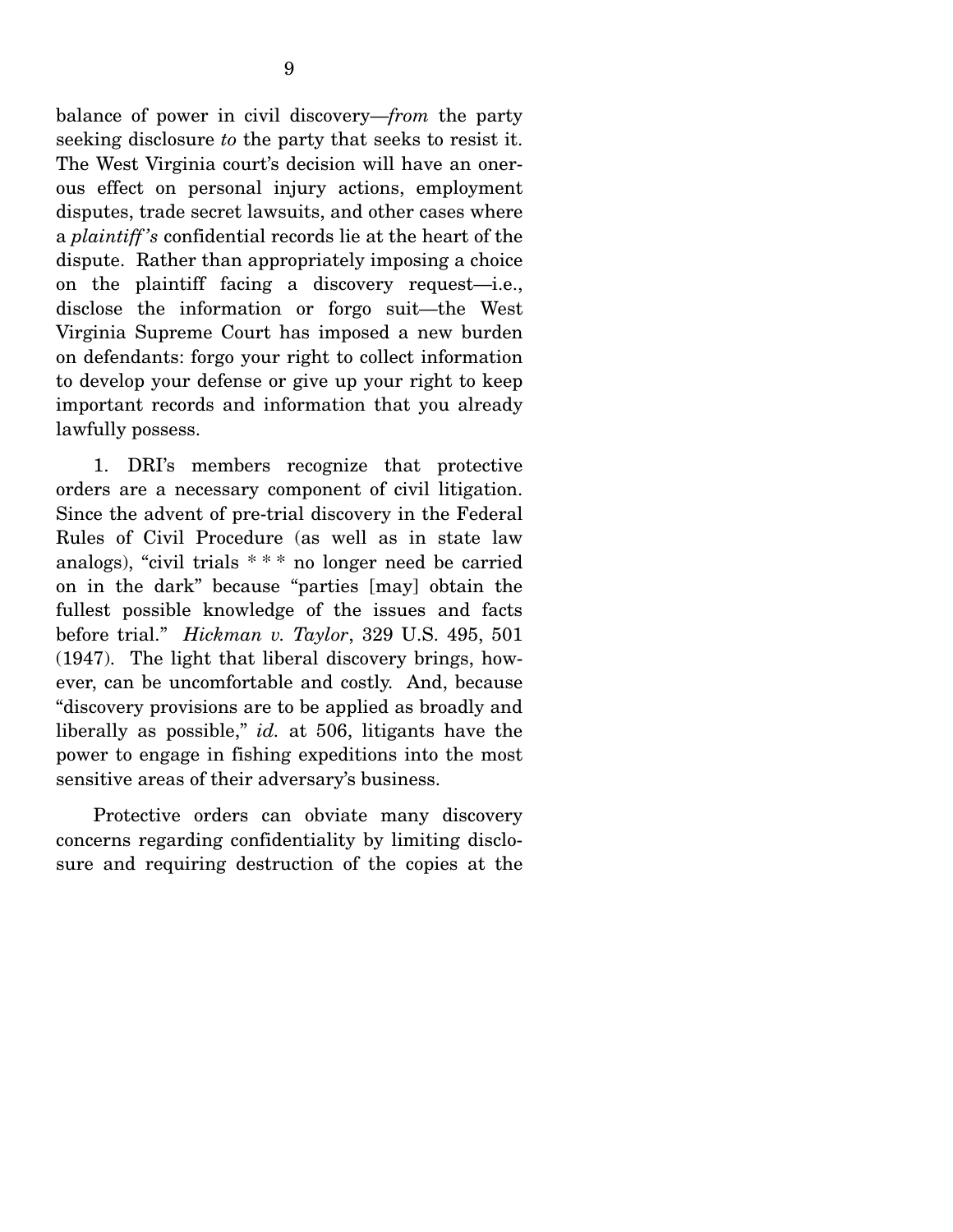balance of power in civil discovery—*from* the party seeking disclosure *to* the party that seeks to resist it. The West Virginia court's decision will have an onerous effect on personal injury actions, employment disputes, trade secret lawsuits, and other cases where a *plaintiff's* confidential records lie at the heart of the dispute. Rather than appropriately imposing a choice on the plaintiff facing a discovery request—i.e., disclose the information or forgo suit—the West Virginia Supreme Court has imposed a new burden on defendants: forgo your right to collect information to develop your defense or give up your right to keep important records and information that you already lawfully possess.

1. DRI's members recognize that protective orders are a necessary component of civil litigation. Since the advent of pre-trial discovery in the Federal Rules of Civil Procedure (as well as in state law analogs), "civil trials * * * no longer need be carried on in the dark" because "parties [may] obtain the fullest possible knowledge of the issues and facts before trial." *Hickman v. Taylor*, 329 U.S. 495, 501 (1947). The light that liberal discovery brings, however, can be uncomfortable and costly. And, because "discovery provisions are to be applied as broadly and liberally as possible," *id.* at 506, litigants have the power to engage in fishing expeditions into the most sensitive areas of their adversary's business.

Protective orders can obviate many discovery concerns regarding confidentiality by limiting disclosure and requiring destruction of the copies at the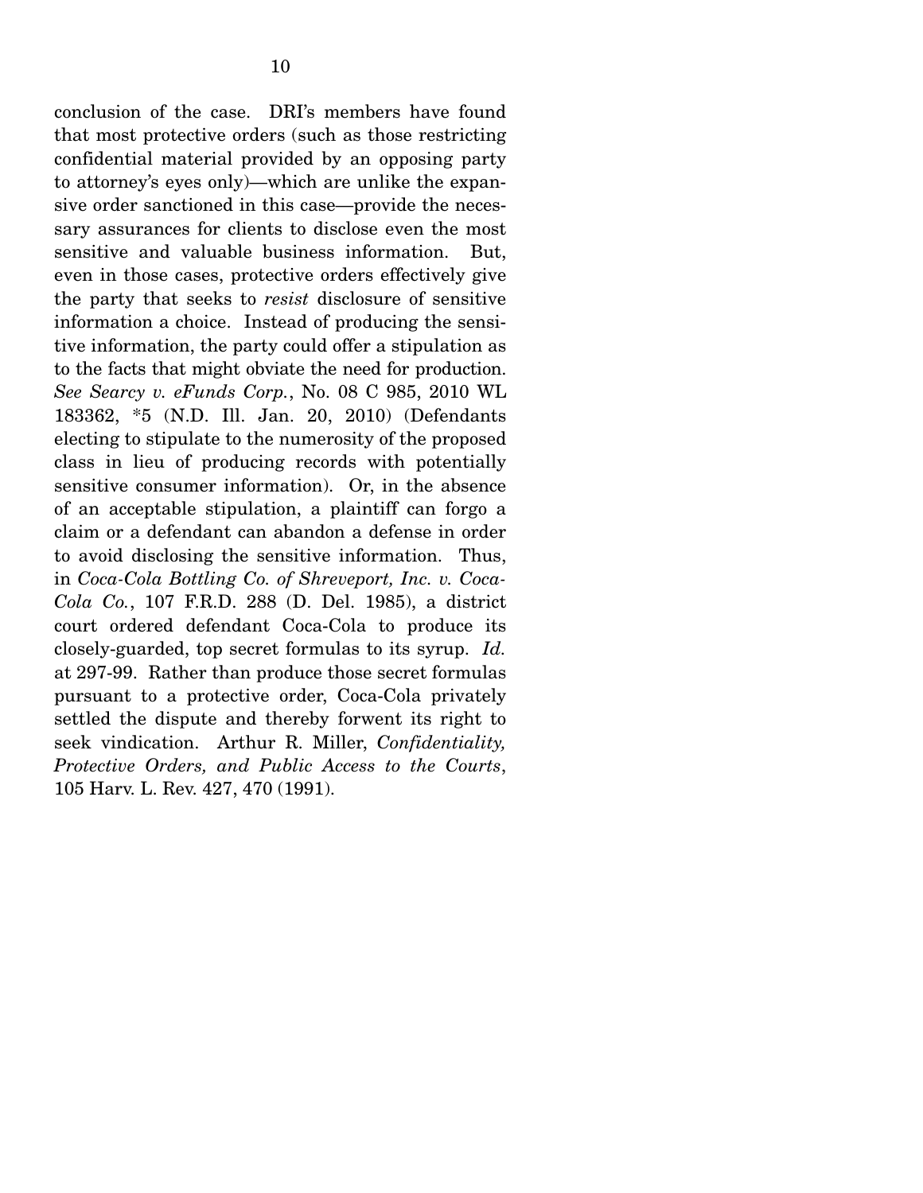conclusion of the case. DRI's members have found that most protective orders (such as those restricting confidential material provided by an opposing party to attorney's eyes only)—which are unlike the expansive order sanctioned in this case—provide the necessary assurances for clients to disclose even the most sensitive and valuable business information. But, even in those cases, protective orders effectively give the party that seeks to *resist* disclosure of sensitive information a choice. Instead of producing the sensitive information, the party could offer a stipulation as to the facts that might obviate the need for production. *See Searcy v. eFunds Corp.*, No. 08 C 985, 2010 WL 183362, *5 (N.D. Ill. Jan. 20, 2010) (Defendants electing to stipulate to the numerosity of the proposed class in lieu of producing records with potentially sensitive consumer information). Or, in the absence of an acceptable stipulation, a plaintiff can forgo a claim or a defendant can abandon a defense in order to avoid disclosing the sensitive information. Thus, in *Coca-Cola Bottling Co. of Shreveport, Inc. v. Coca-Cola Co.*, 107 F.R.D. 288 (D. Del. 1985), a district court ordered defendant Coca-Cola to produce its closely-guarded, top secret formulas to its syrup. *Id.* at 297-99. Rather than produce those secret formulas pursuant to a protective order, Coca-Cola privately settled the dispute and thereby forwent its right to seek vindication. Arthur R. Miller, *Confidentiality, Protective Orders, and Public Access to the Courts*, 105 Harv. L. Rev. 427, 470 (1991).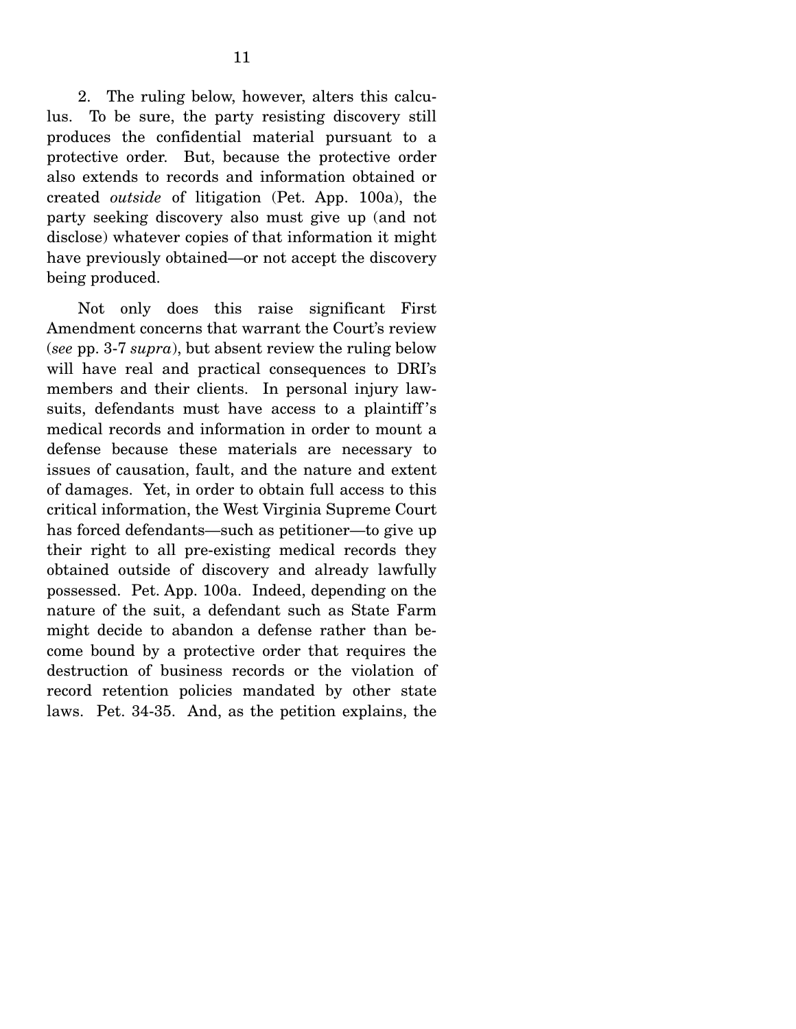2. The ruling below, however, alters this calculus. To be sure, the party resisting discovery still produces the confidential material pursuant to a protective order. But, because the protective order also extends to records and information obtained or created *outside* of litigation (Pet. App. 100a), the party seeking discovery also must give up (and not disclose) whatever copies of that information it might have previously obtained—or not accept the discovery being produced.

Not only does this raise significant First Amendment concerns that warrant the Court's review (*see* pp. 3-7 *supra*), but absent review the ruling below will have real and practical consequences to DRI's members and their clients. In personal injury lawsuits, defendants must have access to a plaintiff's medical records and information in order to mount a defense because these materials are necessary to issues of causation, fault, and the nature and extent of damages. Yet, in order to obtain full access to this critical information, the West Virginia Supreme Court has forced defendants—such as petitioner—to give up their right to all pre-existing medical records they obtained outside of discovery and already lawfully possessed. Pet. App. 100a. Indeed, depending on the nature of the suit, a defendant such as State Farm might decide to abandon a defense rather than become bound by a protective order that requires the destruction of business records or the violation of record retention policies mandated by other state laws. Pet. 34-35. And, as the petition explains, the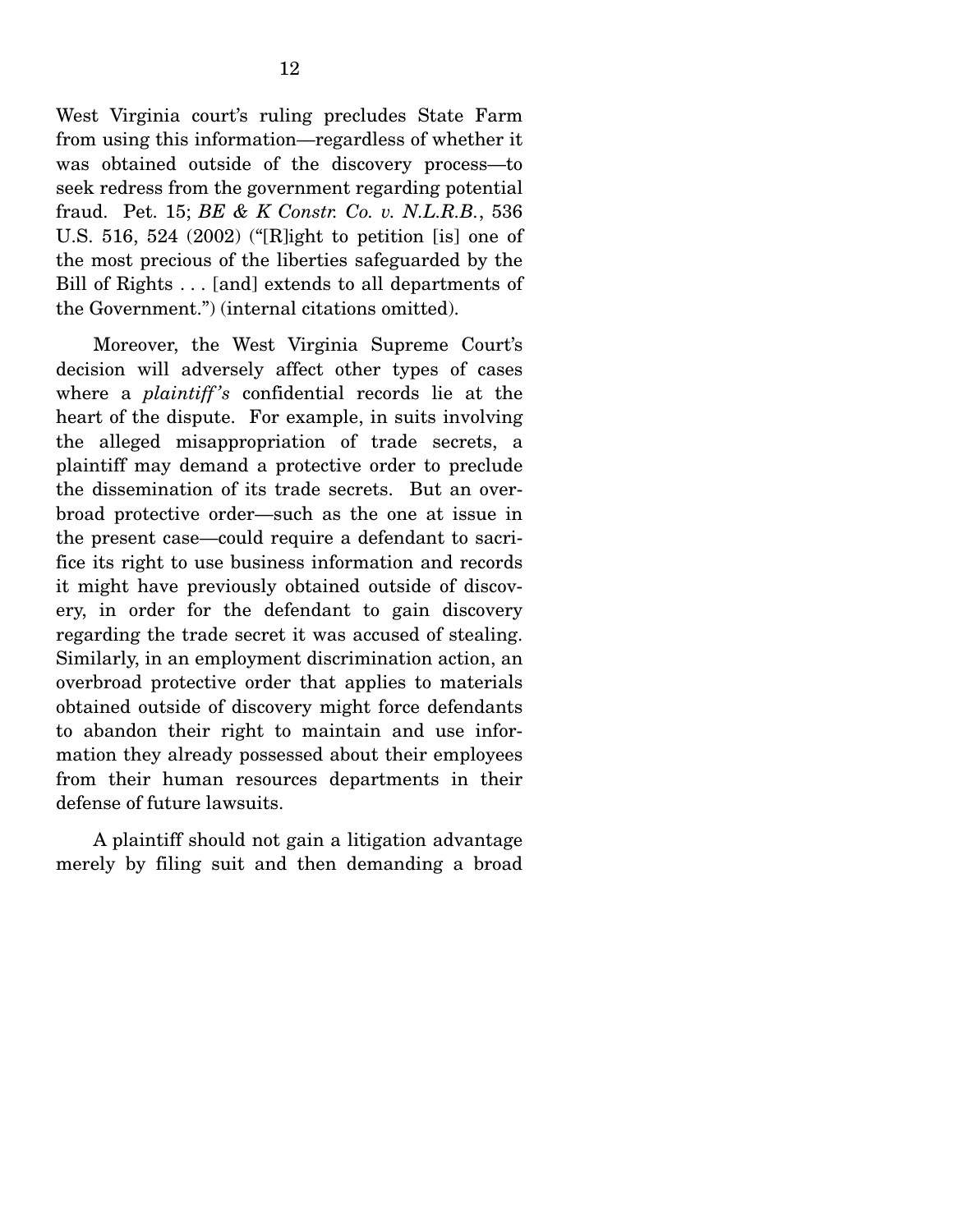West Virginia court's ruling precludes State Farm from using this information—regardless of whether it was obtained outside of the discovery process—to seek redress from the government regarding potential fraud. Pet. 15; *BE & K Constr. Co. v. N.L.R.B.*, 536 U.S. 516, 524 (2002) ("[R]ight to petition [is] one of the most precious of the liberties safeguarded by the Bill of Rights . . . [and] extends to all departments of the Government.") (internal citations omitted).

Moreover, the West Virginia Supreme Court's decision will adversely affect other types of cases where a *plaintiff's* confidential records lie at the heart of the dispute. For example, in suits involving the alleged misappropriation of trade secrets, a plaintiff may demand a protective order to preclude the dissemination of its trade secrets. But an overbroad protective order—such as the one at issue in the present case—could require a defendant to sacrifice its right to use business information and records it might have previously obtained outside of discovery, in order for the defendant to gain discovery regarding the trade secret it was accused of stealing. Similarly, in an employment discrimination action, an overbroad protective order that applies to materials obtained outside of discovery might force defendants to abandon their right to maintain and use information they already possessed about their employees from their human resources departments in their defense of future lawsuits.

A plaintiff should not gain a litigation advantage merely by filing suit and then demanding a broad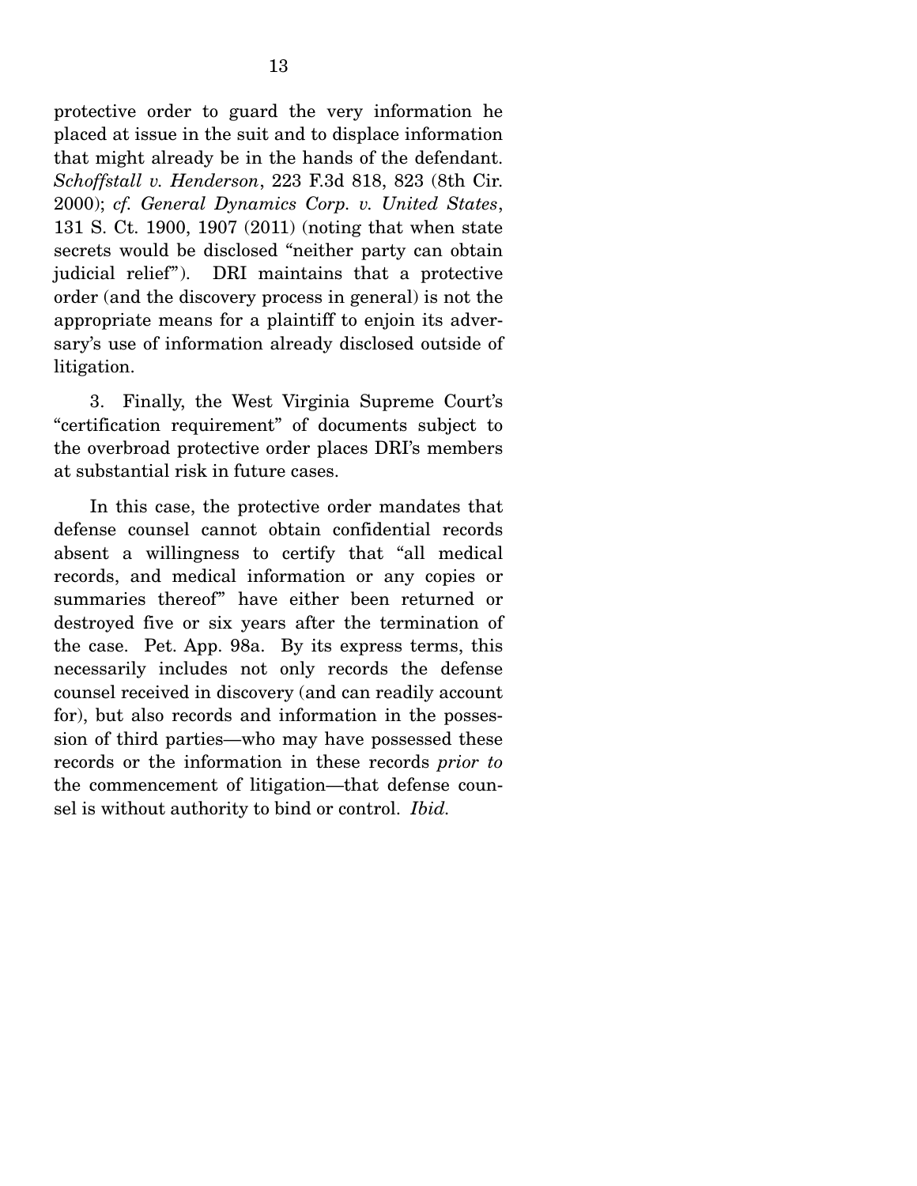protective order to guard the very information he placed at issue in the suit and to displace information that might already be in the hands of the defendant. *Schoffstall v. Henderson*, 223 F.3d 818, 823 (8th Cir. 2000); *cf. General Dynamics Corp. v. United States*, 131 S. Ct. 1900, 1907 (2011) (noting that when state secrets would be disclosed "neither party can obtain judicial relief"). DRI maintains that a protective order (and the discovery process in general) is not the appropriate means for a plaintiff to enjoin its adversary's use of information already disclosed outside of litigation.

3. Finally, the West Virginia Supreme Court's "certification requirement" of documents subject to the overbroad protective order places DRI's members at substantial risk in future cases.

In this case, the protective order mandates that defense counsel cannot obtain confidential records absent a willingness to certify that "all medical records, and medical information or any copies or summaries thereof" have either been returned or destroyed five or six years after the termination of the case. Pet. App. 98a. By its express terms, this necessarily includes not only records the defense counsel received in discovery (and can readily account for), but also records and information in the possession of third parties—who may have possessed these records or the information in these records *prior to* the commencement of litigation—that defense counsel is without authority to bind or control. *Ibid.*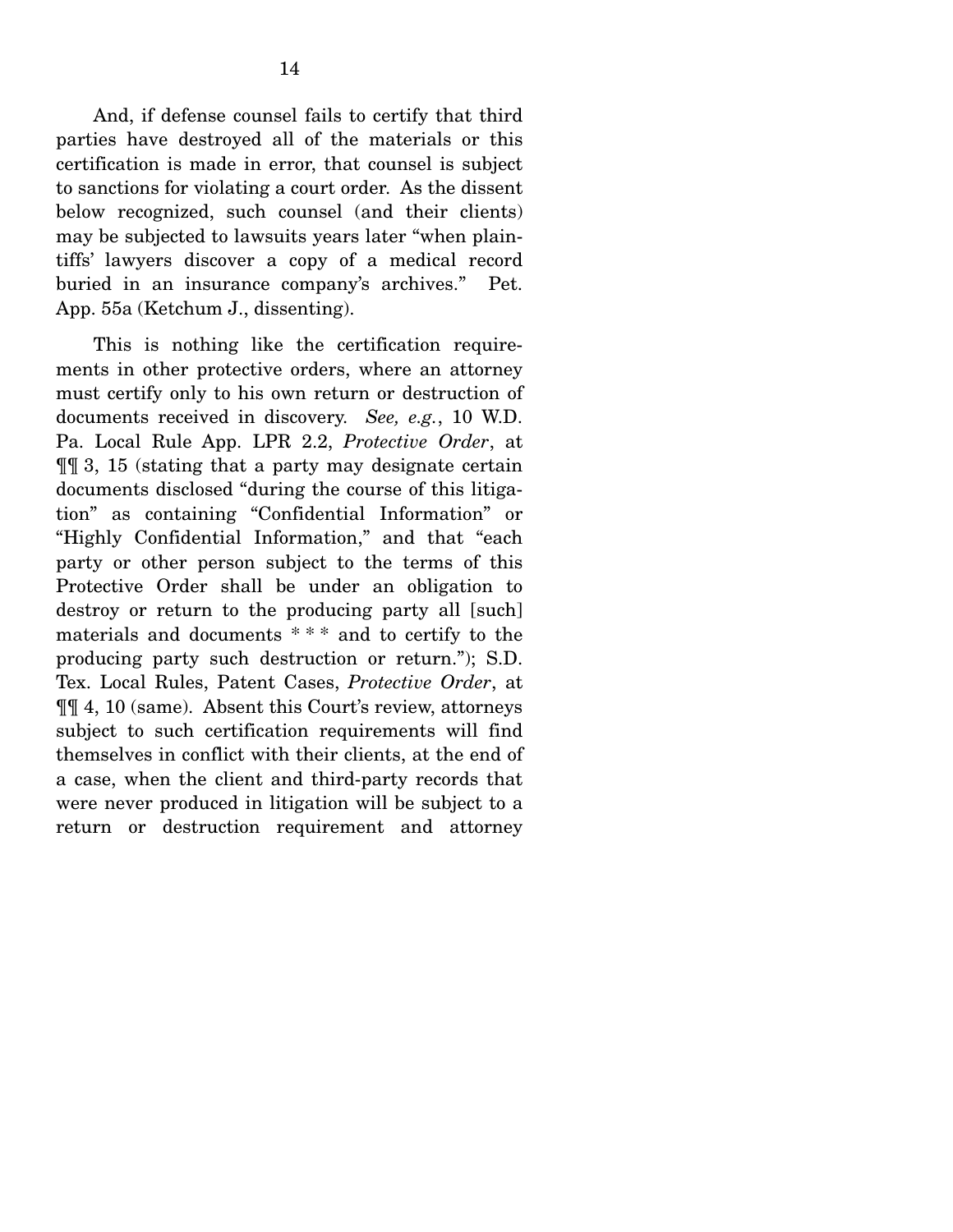And, if defense counsel fails to certify that third parties have destroyed all of the materials or this certification is made in error, that counsel is subject to sanctions for violating a court order. As the dissent below recognized, such counsel (and their clients) may be subjected to lawsuits years later "when plaintiffs' lawyers discover a copy of a medical record buried in an insurance company's archives." Pet. App. 55a (Ketchum J., dissenting).

This is nothing like the certification requirements in other protective orders, where an attorney must certify only to his own return or destruction of documents received in discovery. *See, e.g.*, 10 W.D. Pa. Local Rule App. LPR 2.2, *Protective Order*, at ¶¶ 3, 15 (stating that a party may designate certain documents disclosed "during the course of this litigation" as containing "Confidential Information" or "Highly Confidential Information," and that "each party or other person subject to the terms of this Protective Order shall be under an obligation to destroy or return to the producing party all [such] materials and documents * * * and to certify to the producing party such destruction or return."); S.D. Tex. Local Rules, Patent Cases, *Protective Order*, at ¶¶ 4, 10 (same). Absent this Court's review, attorneys subject to such certification requirements will find themselves in conflict with their clients, at the end of a case, when the client and third-party records that were never produced in litigation will be subject to a return or destruction requirement and attorney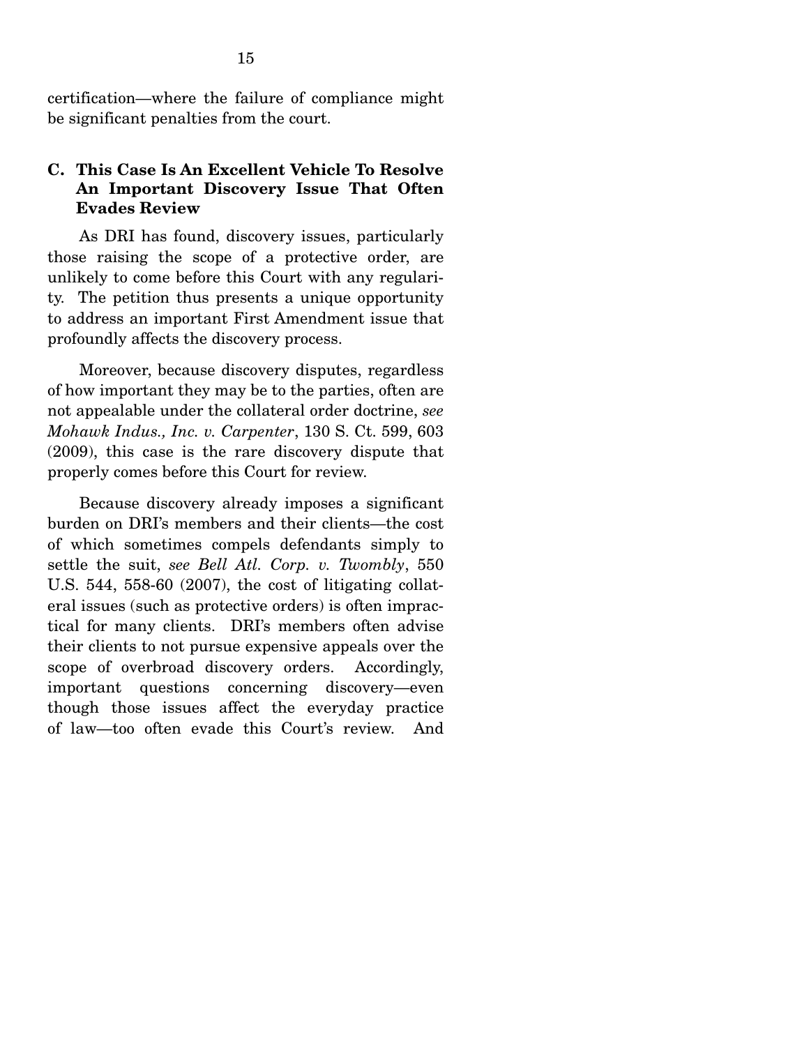certification—where the failure of compliance might be significant penalties from the court.

### C. This Case Is An Excellent Vehicle To Resolve An Important Discovery Issue That Often Evades Review

As DRI has found, discovery issues, particularly those raising the scope of a protective order, are unlikely to come before this Court with any regularity. The petition thus presents a unique opportunity to address an important First Amendment issue that profoundly affects the discovery process.

Moreover, because discovery disputes, regardless of how important they may be to the parties, often are not appealable under the collateral order doctrine, *see Mohawk Indus., Inc. v. Carpenter*, 130 S. Ct. 599, 603 (2009), this case is the rare discovery dispute that properly comes before this Court for review.

Because discovery already imposes a significant burden on DRI's members and their clients—the cost of which sometimes compels defendants simply to settle the suit, *see Bell Atl. Corp. v. Twombly*, 550 U.S. 544, 558-60 (2007), the cost of litigating collateral issues (such as protective orders) is often impractical for many clients. DRI's members often advise their clients to not pursue expensive appeals over the scope of overbroad discovery orders. Accordingly, important questions concerning discovery—even though those issues affect the everyday practice of law—too often evade this Court's review. And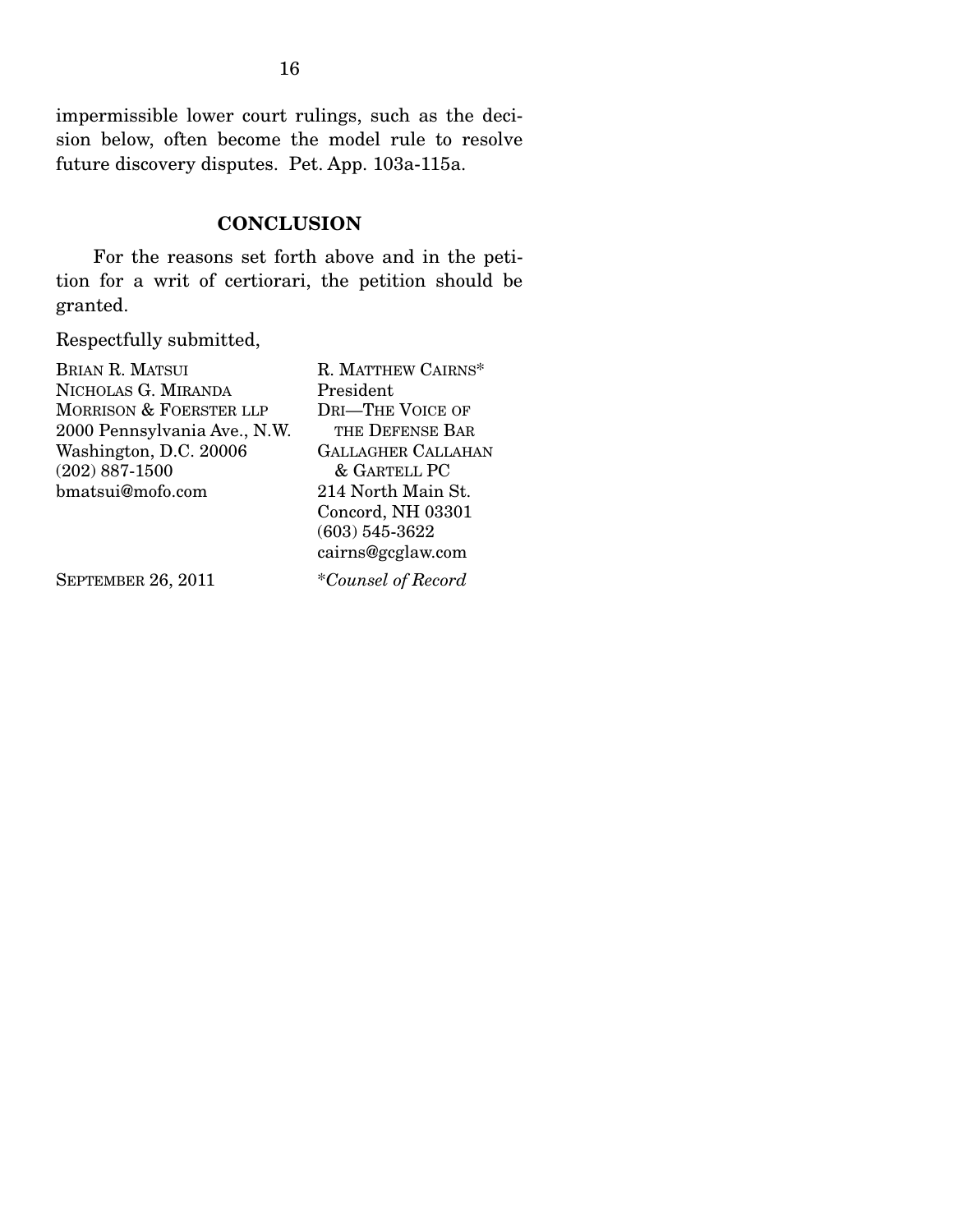impermissible lower court rulings, such as the decision below, often become the model rule to resolve future discovery disputes. Pet. App. 103a-115a.

## CONCLUSION

For the reasons set forth above and in the petition for a writ of certiorari, the petition should be granted.

Respectfully submitted,

BRIAN R. MATSUI
NICHOLAS G. MIRANDA
MORRISON & FOERSTER LLP
2000 Pennsylvania Ave., N.W.
Washington, D.C. 20006
(202) 887-1500
bmatsui@mofo.com

R. MATTHEW CAIRNS*
President
DRI—THE VOICE OF THE DEFENSE BAR
GALLAGHER CALLAHAN & GARTELL PC
214 North Main St.
Concord, NH 03301
(603) 545-3622
cairns@gcglaw.com

SEPTEMBER 26, 2011

*\*Counsel of Record*